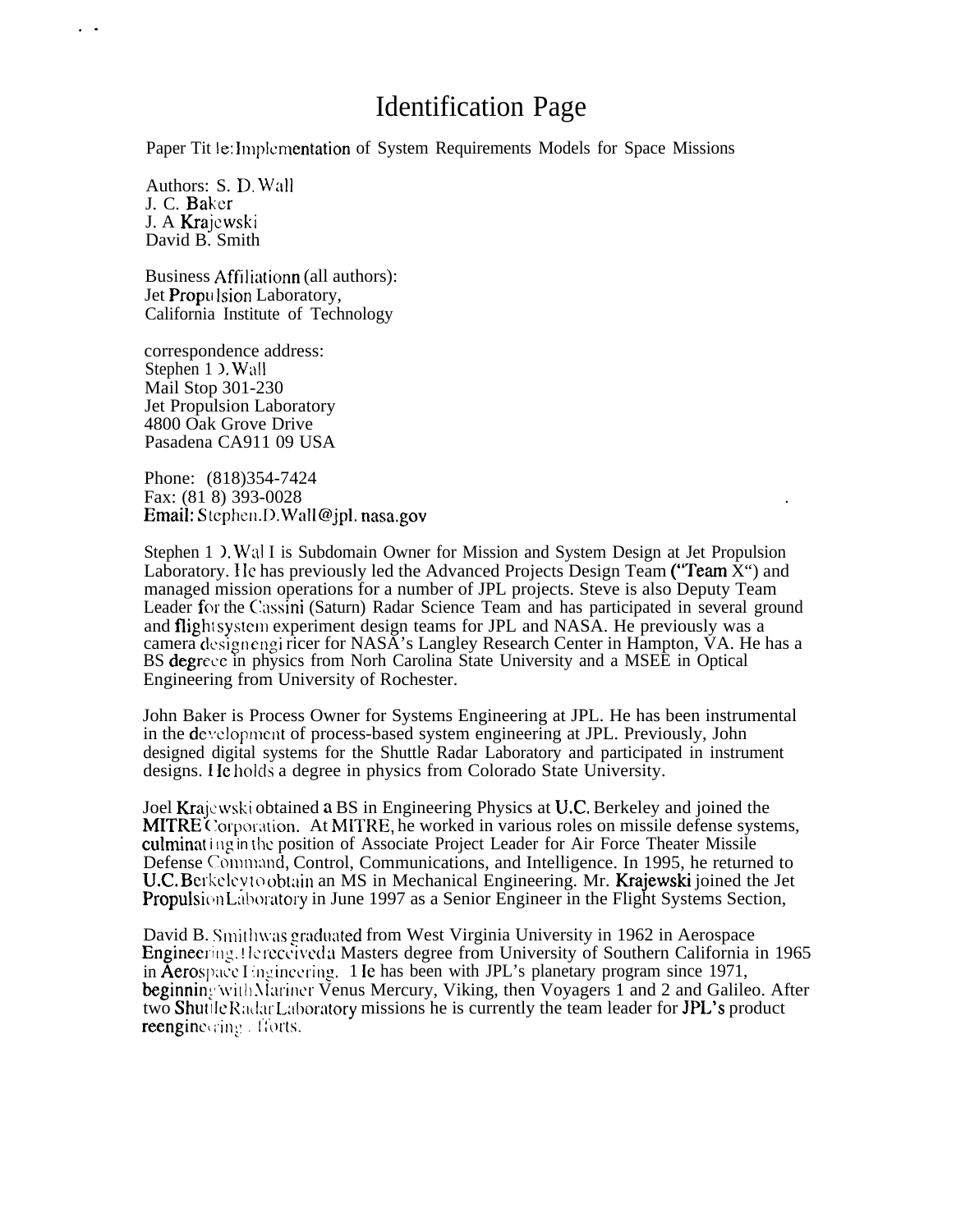# Identification Page

Paper Title: Implementation of System Requirements Models for Space Missions

Authors: S. D. Wall
J. C. Baker
J. A Krajewski
David B. Smith

Business Affiliationn (all authors):
Jet Propulsion Laboratory,
California Institute of Technology

correspondence address:
Stephen D. Wall
Mail Stop 301-230
Jet Propulsion Laboratory
4800 Oak Grove Drive
Pasadena CA911 09 USA

Phone: (818)354-7424
Fax: (81 8) 393-0028
Email: Stephen.D.Wall@jpl.nasa.gov

Stephen D. Wall is Subdomain Owner for Mission and System Design at Jet Propulsion Laboratory. He has previously led the Advanced Projects Design Team ("Team X") and managed mission operations for a number of JPL projects. Steve is also Deputy Team Leader for the Cassini (Saturn) Radar Science Team and has participated in several ground and flight system experiment design teams for JPL and NASA. He previously was a camera design engineer for NASA's Langley Research Center in Hampton, VA. He has a BS degree in physics from Norh Carolina State University and a MSEE in Optical Engineering from University of Rochester.

John Baker is Process Owner for Systems Engineering at JPL. He has been instrumental in the development of process-based system engineering at JPL. Previously, John designed digital systems for the Shuttle Radar Laboratory and participated in instrument designs. He holds a degree in physics from Colorado State University.

Joel Krajewski obtained a BS in Engineering Physics at U.C. Berkeley and joined the MITRE Corporation. At MITRE, he worked in various roles on missile defense systems, culminating in the position of Associate Project Leader for Air Force Theater Missile Defense Command, Control, Communications, and Intelligence. In 1995, he returned to U.C. Berkeley to obtain an MS in Mechanical Engineering. Mr. Krajewski joined the Jet Propulsion Laboratory in June 1997 as a Senior Engineer in the Flight Systems Section,

David B. Smith was graduated from West Virginia University in 1962 in Aerospace Engineering. He received a Masters degree from University of Southern California in 1965 in Aerospace Engineering. He has been with JPL's planetary program since 1971, beginning with Mariner Venus Mercury, Viking, then Voyagers 1 and 2 and Galileo. After two Shuttle Radar Laboratory missions he is currently the team leader for JPL's product reengineering efforts.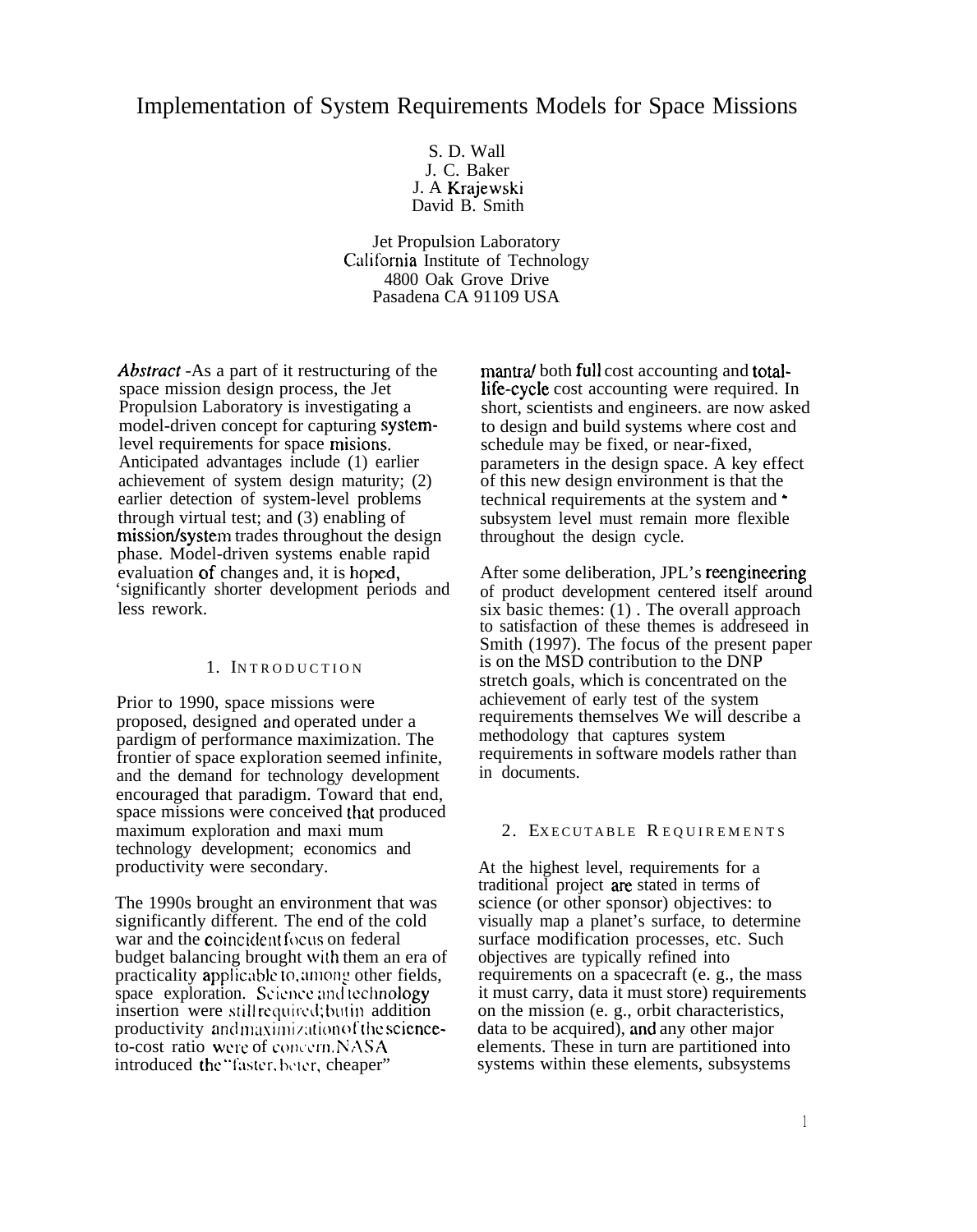# Implementation of System Requirements Models for Space Missions

S. D. Wall
J. C. Baker
J. A Krajewski
David B. Smith

Jet Propulsion Laboratory
California Institute of Technology
4800 Oak Grove Drive
Pasadena CA 91109 USA

*Abstract* -As a part of it restructuring of the space mission design process, the Jet Propulsion Laboratory is investigating a model-driven concept for capturing system-level requirements for space misions. Anticipated advantages include (1) earlier achievement of system design maturity; (2) earlier detection of system-level problems through virtual test; and (3) enabling of mission/system trades throughout the design phase. Model-driven systems enable rapid evaluation of changes and, it is hoped, 'significantly shorter development periods and less rework.

## 1. INTRODUCTION

Prior to 1990, space missions were proposed, designed and operated under a pardigm of performance maximization. The frontier of space exploration seemed infinite, and the demand for technology development encouraged that paradigm. Toward that end, space missions were conceived that produced maximum exploration and maxi mum technology development; economics and productivity were secondary.

The 1990s brought an environment that was significantly different. The end of the cold war and the coincident focus on federal budget balancing brought with them an era of practicality applicable to, among other fields, space exploration. Science and technology insertion were still required; but in addition productivity and maximization of the science-to-cost ratio were of concern. NASA introduced the "faster, beter, cheaper" mantra/ both full cost accounting and total-life-cycle cost accounting were required. In short, scientists and engineers. are now asked to design and build systems where cost and schedule may be fixed, or near-fixed, parameters in the design space. A key effect of this new design environment is that the technical requirements at the system and subsystem level must remain more flexible throughout the design cycle.

After some deliberation, JPL's reengineering of product development centered itself around six basic themes: (1) . The overall approach to satisfaction of these themes is addreseed in Smith (1997). The focus of the present paper is on the MSD contribution to the DNP stretch goals, which is concentrated on the achievement of early test of the system requirements themselves We will describe a methodology that captures system requirements in software models rather than in documents.

## 2. EXECUTABLE REQUIREMENTS

At the highest level, requirements for a traditional project are stated in terms of science (or other sponsor) objectives: to visually map a planet's surface, to determine surface modification processes, etc. Such objectives are typically refined into requirements on a spacecraft (e. g., the mass it must carry, data it must store) requirements on the mission (e. g., orbit characteristics, data to be acquired), and any other major elements. These in turn are partitioned into systems within these elements, subsystems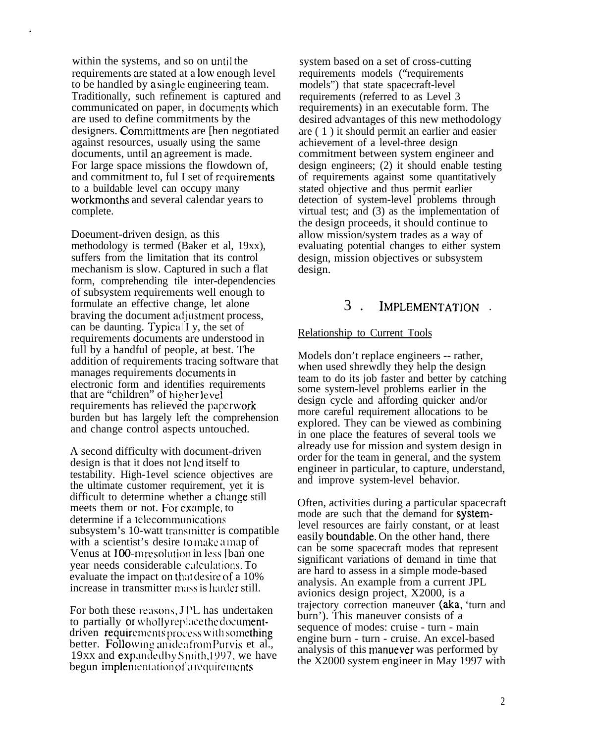within the systems, and so on until the requirements are stated at a low enough level to be handled by a single engineering team. Traditionally, such refinement is captured and communicated on paper, in documents which are used to define commitments by the designers. Committments are [hen negotiated against resources, usually using the same documents, until an agreement is made. For large space missions the flowdown of, and commitment to, ful I set of requirements to a buildable level can occupy many workmonths and several calendar years to complete.

Doeument-driven design, as this methodology is termed (Baker et al, 19xx), suffers from the limitation that its control mechanism is slow. Captured in such a flat form, comprehending tile inter-dependencies of subsystem requirements well enough to formulate an effective change, let alone braving the document adjustment process, can be daunting. Typical I y, the set of requirements documents are understood in full by a handful of people, at best. The addition of requirements tracing software that manages requirements documents in electronic form and identifies requirements that are "children" of higher level requirements has relieved the paperwork burden but has largely left the comprehension and change control aspects untouched.

A second difficulty with document-driven design is that it does not lend itself to testability. High-1evel science objectives are the ultimate customer requirement, yet it is difficult to determine whether a change still meets them or not. For example, to determine if a telecommunications subsystem's 10-watt transmitter is compatible with a scientist's desire to make a map of Venus at 100-m resolution in less [ban one year needs considerable calculations. To evaluate the impact on that desire of a 10% increase in transmitter mass is harder still.

For both these reasons, JPL has undertaken to partially or wholly replace the document-driven requirements process with something better. Following an idea from Purvis et al., 19xx and expanded by Smith,1997, we have begun implementation of a requirements system based on a set of cross-cutting requirements models ("requirements models") that state spacecraft-level requirements (referred to as Level 3 requirements) in an executable form. The desired advantages of this new methodology are ( 1 ) it should permit an earlier and easier achievement of a level-three design commitment between system engineer and design engineers; (2) it should enable testing of requirements against some quantitatively stated objective and thus permit earlier detection of system-level problems through virtual test; and (3) as the implementation of the design proceeds, it should continue to allow mission/system trades as a way of evaluating potential changes to either system design, mission objectives or subsystem design.

## 3. IMPLEMENTATION

Relationship to Current Tools

Models don't replace engineers -- rather, when used shrewdly they help the design team to do its job faster and better by catching some system-level problems earlier in the design cycle and affording quicker and/or more careful requirement allocations to be explored. They can be viewed as combining in one place the features of several tools we already use for mission and system design in order for the team in general, and the system engineer in particular, to capture, understand, and improve system-level behavior.

Often, activities during a particular spacecraft mode are such that the demand for system-level resources are fairly constant, or at least easily boundable. On the other hand, there can be some spacecraft modes that represent significant variations of demand in time that are hard to assess in a simple mode-based analysis. An example from a current JPL avionics design project, X2000, is a trajectory correction maneuver (aka, 'turn and burn'). This maneuver consists of a sequence of modes: cruise - turn - main engine burn - turn - cruise. An excel-based analysis of this manuever was performed by the X2000 system engineer in May 1997 with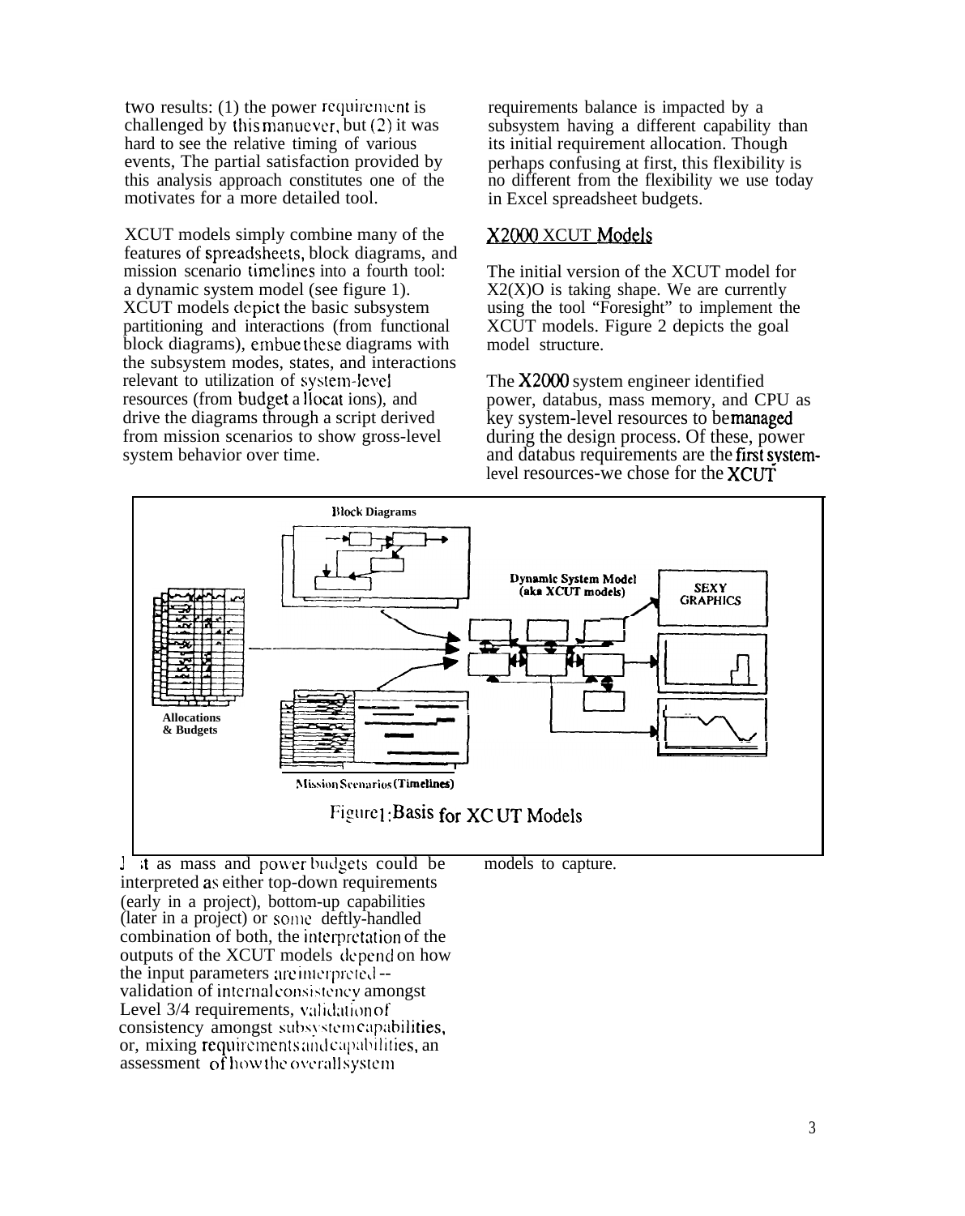two results: (1) the power requirement is challenged by this manuever, but (2) it was hard to see the relative timing of various events, The partial satisfaction provided by this analysis approach constitutes one of the motivates for a more detailed tool.

XCUT models simply combine many of the features of spreadsheets, block diagrams, and mission scenario timelines into a fourth tool: a dynamic system model (see figure 1). XCUT models depict the basic subsystem partitioning and interactions (from functional block diagrams), embue these diagrams with the subsystem modes, states, and interactions relevant to utilization of system-level resources (from budget allocations), and drive the diagrams through a script derived from mission scenarios to show gross-level system behavior over time.

Block Diagrams

Dynamic System Model (aka XCUT models)

SEXY GRAPHICS

Allocations & Budgets

Mission Scenarios (Timelines)

Figure 1: Basis for XCUT Models

Just as mass and power budgets could be interpreted as either top-down requirements (early in a project), bottom-up capabilities (later in a project) or some deftly-handled combination of both, the interpretation of the outputs of the XCUT models depend on how the input parameters are interpreted -- validation of internal consistency amongst Level 3/4 requirements, validation of consistency amongst subsystem capabilities, or, mixing requirements and capabilities, an assessment of how the overall system requirements balance is impacted by a subsystem having a different capability than its initial requirement allocation. Though perhaps confusing at first, this flexibility is no different from the flexibility we use today in Excel spreadsheet budgets.

## X2000 XCUT Models

The initial version of the XCUT model for X2(X)O is taking shape. We are currently using the tool "Foresight" to implement the XCUT models. Figure 2 depicts the goal model structure.

The X2000 system engineer identified power, databus, mass memory, and CPU as key system-level resources to be managed during the design process. Of these, power and databus requirements are the first system-level resources-we chose for the XCUT models to capture.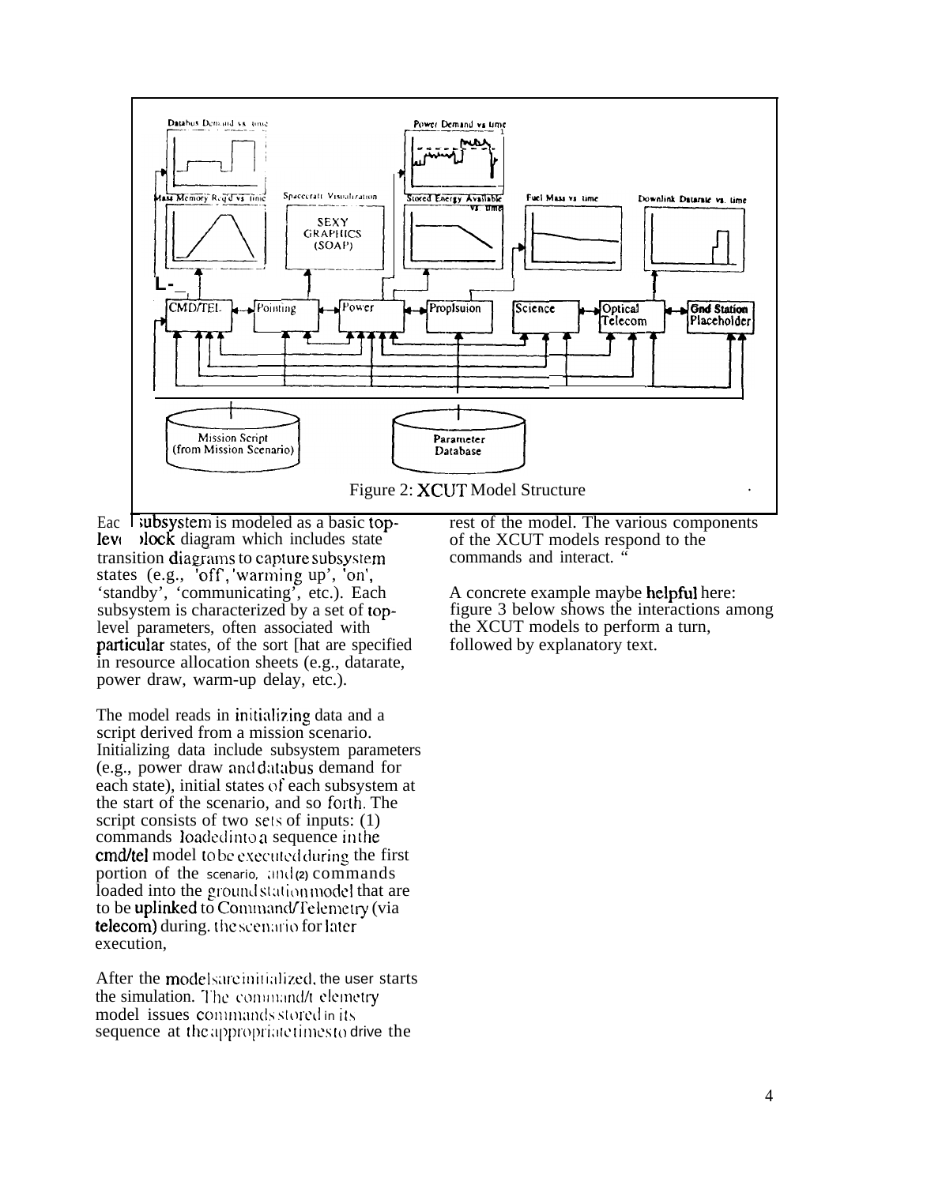Figure 2: XCUT Model Structure

Each subsystem is modeled as a basic top-level block diagram which includes state transition diagrams to capture subsystem states (e.g., 'off', 'warming up', 'on', 'standby', 'communicating', etc.). Each subsystem is characterized by a set of top-level parameters, often associated with particular states, of the sort [hat are specified in resource allocation sheets (e.g., datarate, power draw, warm-up delay, etc.).

The model reads in initializing data and a script derived from a mission scenario. Initializing data include subsystem parameters (e.g., power draw and databus demand for each state), initial states of each subsystem at the start of the scenario, and so forth. The script consists of two sets of inputs: (1) commands loaded into a sequence in the cmd/tel model to be executed during the first portion of the scenario, and (2) commands loaded into the ground station model that are to be uplinked to Command/Telemetry (via telecom) during. the scenario for later execution,

After the models are initialized, the user starts the simulation. The command/telemetry model issues commands stored in its sequence at the appropriate times to drive the rest of the model. The various components of the XCUT models respond to the commands and interact. "

A concrete example maybe helpful here: figure 3 below shows the interactions among the XCUT models to perform a turn, followed by explanatory text.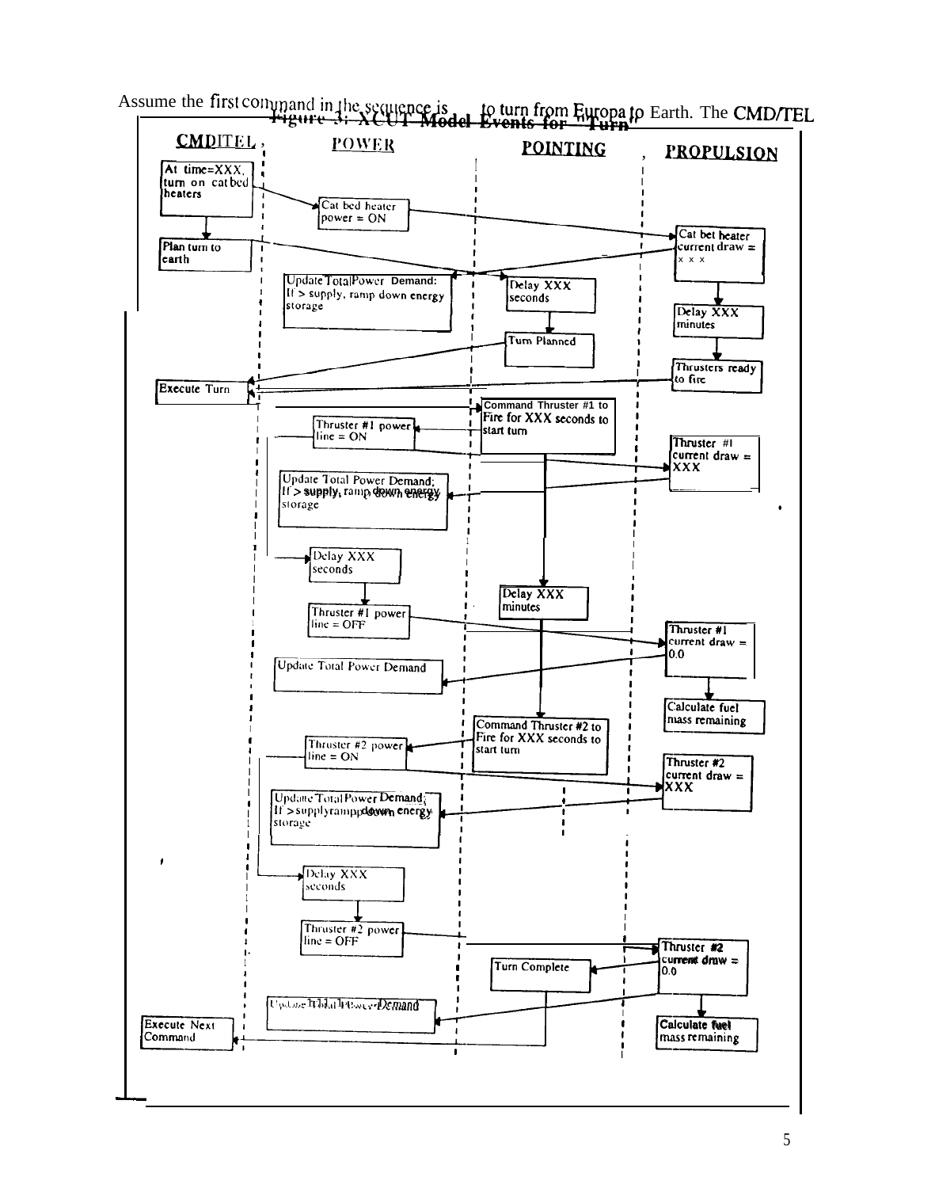Assume the first command in the sequence is to turn from Europa to Earth. The CMD/TEL

**Figure 3: XCUT Model Events for "Turn"**

| CMD/TEL | POWER | POINTING | PROPULSION |
| --- | --- | --- | --- |
| At time=XXX, turn on cat bed heaters | Cat bed heater power = ON | | Cat bet heater current draw = x x x |
| Plan turn to earth | Update Total Power Demand: If > supply, ramp down energy storage | Delay XXX seconds | Delay XXX minutes |
| | | Turn Planned | Thrusters ready to fire |
| Execute Turn | Thruster #1 power line = ON | Command Thruster #1 to Fire for XXX seconds to start turn | Thruster #1 current draw = XXX |
| | Update Total Power Demand; If > supply, ramp down energy storage | | |
| | Delay XXX seconds | Delay XXX minutes | |
| | Thruster #1 power line = OFF | | Thruster #1 current draw = 0.0 |
| | Update Total Power Demand | | Calculate fuel mass remaining |
| | Thruster #2 power line = ON | Command Thruster #2 to Fire for XXX seconds to start turn | Thruster #2 current draw = XXX |
| | Update Total Power Demand; If > supply ramp down energy storage | | |
| | Delay XXX seconds | | |
| | Thruster #2 power line = OFF | Turn Complete | Thruster #2 current draw = 0.0 |
| Execute Next Command | Update Total Power Demand | | Calculate fuel mass remaining |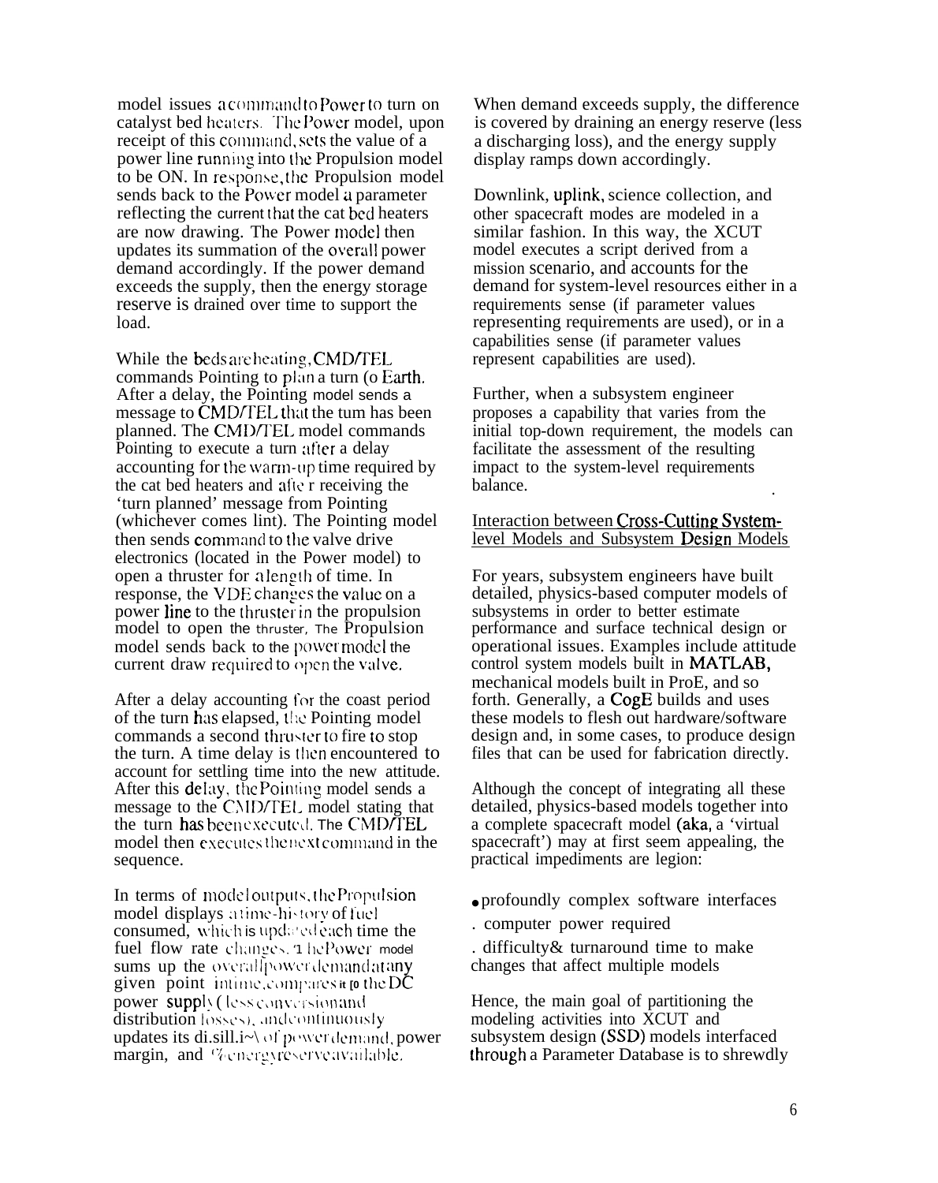model issues a command to Power to turn on catalyst bed heaters. The Power model, upon receipt of this command, sets the value of a power line running into the Propulsion model to be ON. In response, the Propulsion model sends back to the Power model a parameter reflecting the current that the cat bed heaters are now drawing. The Power model then updates its summation of the overall power demand accordingly. If the power demand exceeds the supply, then the energy storage reserve is drained over time to support the load.

While the beds are heating, CMD/TEL commands Pointing to plan a turn (o Earth. After a delay, the Pointing model sends a message to CMD/TEL that the tum has been planned. The CMD/TEL model commands Pointing to execute a turn after a delay accounting for the warm-up time required by the cat bed heaters and afte r receiving the 'turn planned' message from Pointing (whichever comes lint). The Pointing model then sends command to the valve drive electronics (located in the Power model) to open a thruster for a length of time. In response, the VDE changes the value on a power line to the thruster in the propulsion model to open the thruster, The Propulsion model sends back to the power model the current draw required to open the valve.

After a delay accounting for the coast period of the turn has elapsed, the Pointing model commands a second thruster to fire to stop the turn. A time delay is then encountered to account for settling time into the new attitude. After this delay, the Pointing model sends a message to the CMD/TEL model stating that the turn has been executed. The CMD/TEL model then executes the next command in the sequence.

In terms of model outputs, the Propulsion model displays a time-history of fuel consumed, which is updated each time the fuel flow rate changes. The Power model sums up the overall power demand at any given point in time, compares it to the DC power supply (less conversion and distribution losses), and continuously updates its di.sill.i~\ of power demand, power margin, and % energy reserve available.

When demand exceeds supply, the difference is covered by draining an energy reserve (less a discharging loss), and the energy supply display ramps down accordingly.

Downlink, uplink, science collection, and other spacecraft modes are modeled in a similar fashion. In this way, the XCUT model executes a script derived from a mission scenario, and accounts for the demand for system-level resources either in a requirements sense (if parameter values representing requirements are used), or in a capabilities sense (if parameter values represent capabilities are used).

Further, when a subsystem engineer proposes a capability that varies from the initial top-down requirement, the models can facilitate the assessment of the resulting impact to the system-level requirements balance.

<u>Interaction between Cross-Cutting System-level Models and Subsystem Design Models</u>

For years, subsystem engineers have built detailed, physics-based computer models of subsystems in order to better estimate performance and surface technical design or operational issues. Examples include attitude control system models built in MATLAB, mechanical models built in ProE, and so forth. Generally, a CogE builds and uses these models to flesh out hardware/software design and, in some cases, to produce design files that can be used for fabrication directly.

Although the concept of integrating all these detailed, physics-based models together into a complete spacecraft model (aka, a 'virtual spacecraft') may at first seem appealing, the practical impediments are legion:

- profoundly complex software interfaces
- computer power required
- difficulty & turnaround time to make changes that affect multiple models

Hence, the main goal of partitioning the modeling activities into XCUT and subsystem design (SSD) models interfaced through a Parameter Database is to shrewdly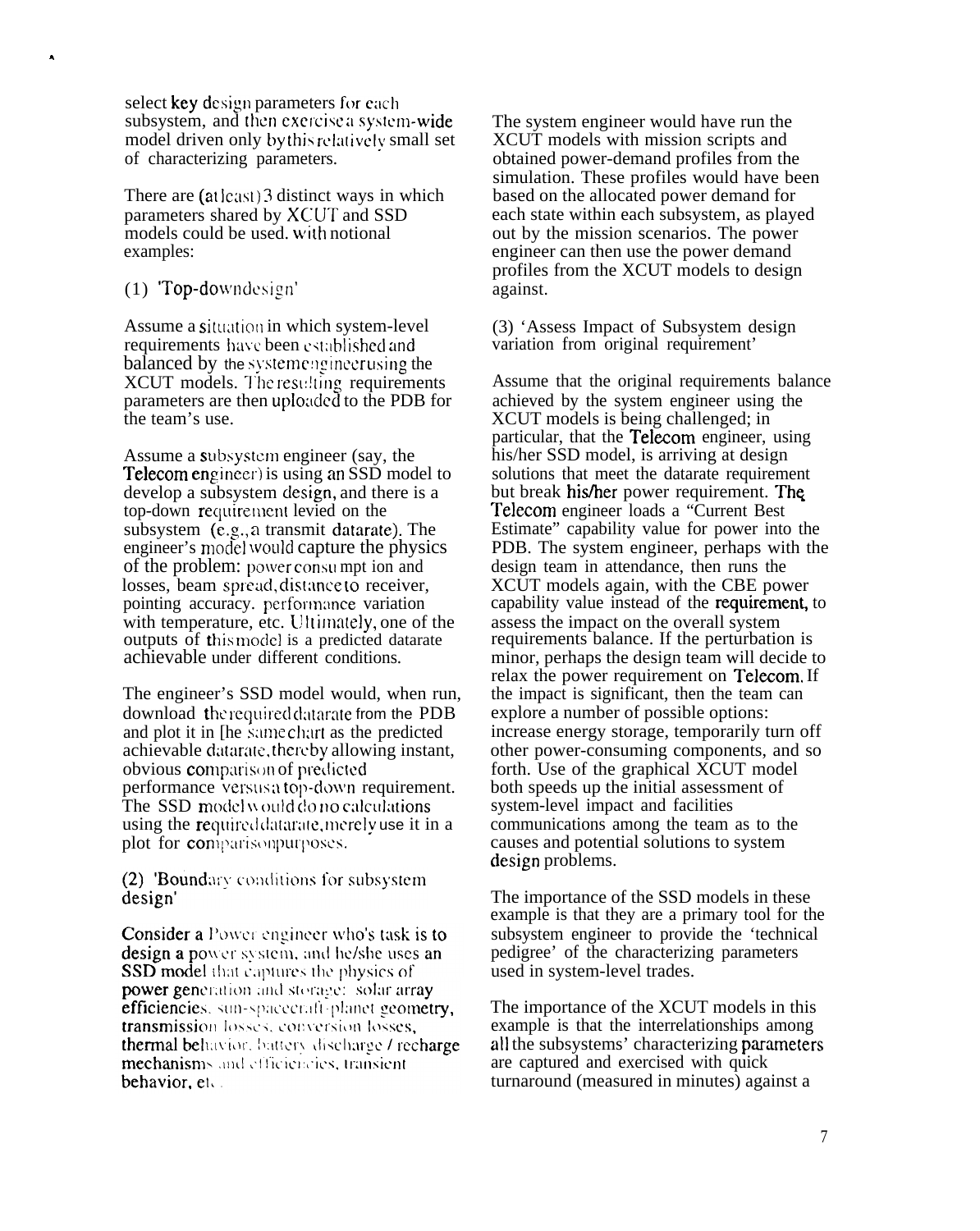select key design parameters for each subsystem, and then exercise a system-wide model driven only by this relatively small set of characterizing parameters.

There are (at least) 3 distinct ways in which parameters shared by XCUT and SSD models could be used, with notional examples:

(1) 'Top-down design'

Assume a situation in which system-level requirements have been established and balanced by the system engineer using the XCUT models. The resulting requirements parameters are then uploaded to the PDB for the team's use.

Assume a subsystem engineer (say, the Telecom engineer) is using an SSD model to develop a subsystem design, and there is a top-down requirement levied on the subsystem (e.g., a transmit datarate). The engineer's model would capture the physics of the problem: power consumption and losses, beam spread, distance to receiver, pointing accuracy, performance variation with temperature, etc. Ultimately, one of the outputs of this model is a predicted datarate achievable under different conditions.

The engineer's SSD model would, when run, download the required datarate from the PDB and plot it in the same chart as the predicted achievable datarate, thereby allowing instant, obvious comparison of predicted performance versus a top-down requirement. The SSD model would do no calculations using the required datarate, merely use it in a plot for comparison purposes.

(2) 'Boundary conditions for subsystem design'

Consider a Power engineer who's task is to design a power system, and he/she uses an SSD model that captures the physics of power generation and storage: solar array efficiencies, sun-spacecraft-planet geometry, transmission losses, conversion losses, thermal behavior, battery discharge / recharge mechanisms and efficiencies, transient behavior, etc.

The system engineer would have run the XCUT models with mission scripts and obtained power-demand profiles from the simulation. These profiles would have been based on the allocated power demand for each state within each subsystem, as played out by the mission scenarios. The power engineer can then use the power demand profiles from the XCUT models to design against.

(3) 'Assess Impact of Subsystem design variation from original requirement'

Assume that the original requirements balance achieved by the system engineer using the XCUT models is being challenged; in particular, that the Telecom engineer, using his/her SSD model, is arriving at design solutions that meet the datarate requirement but break his/her power requirement. The Telecom engineer loads a "Current Best Estimate" capability value for power into the PDB. The system engineer, perhaps with the design team in attendance, then runs the XCUT models again, with the CBE power capability value instead of the requirement, to assess the impact on the overall system requirements balance. If the perturbation is minor, perhaps the design team will decide to relax the power requirement on Telecom. If the impact is significant, then the team can explore a number of possible options: increase energy storage, temporarily turn off other power-consuming components, and so forth. Use of the graphical XCUT model both speeds up the initial assessment of system-level impact and facilities communications among the team as to the causes and potential solutions to system design problems.

The importance of the SSD models in these example is that they are a primary tool for the subsystem engineer to provide the 'technical pedigree' of the characterizing parameters used in system-level trades.

The importance of the XCUT models in this example is that the interrelationships among all the subsystems' characterizing parameters are captured and exercised with quick turnaround (measured in minutes) against a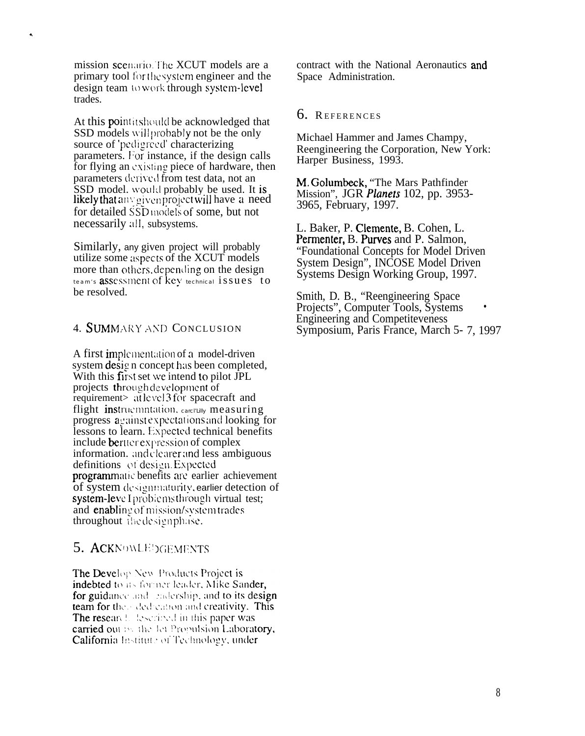mission scenario. The XCUT models are a primary tool for the system engineer and the design team to work through system-level trades.

At this point it should be acknowledged that SSD models will probably not be the only source of 'pedigreed' characterizing parameters. For instance, if the design calls for flying an existing piece of hardware, then parameters derived from test data, not an SSD model. would probably be used. It is likely that any given project will have a need for detailed SSD models of some, but not necessarily all, subsystems.

Similarly, any given project will probably utilize some aspects of the XCUT models more than others, depending on the design team's assessment of key technical issues to be resolved.

## 4. SUMMARY AND CONCLUSION

A first implementation of a model-driven system design concept has been completed, With this first set we intend to pilot JPL projects through development of requirements at level 3 for spacecraft and flight instrumentation, carefully measuring progress against expectations and looking for lessons to learn. Expected technical benefits include better expression of complex information. and clearer and less ambiguous definitions of design. Expected programmatic benefits are earlier achievement of system design maturity, earlier detection of system-level problems through virtual test; and enabling of mission/system trades throughout the design phase.

## 5. ACKNOWLEDGEMENTS

The Develop New Products Project is indebted to its former leader, Mike Sander, for guidance and leadership, and to its design team for their dedication and creativity. This The research described in this paper was carried out by the Jet Propulsion Laboratory, California Institute of Technology, under contract with the National Aeronautics and Space Administration.

## 6. REFERENCES

Michael Hammer and James Champy, Reengineering the Corporation, New York: Harper Business, 1993.

M. Golumbeck, "The Mars Pathfinder Mission", JGR *Planets* 102, pp. 3953-3965, February, 1997.

L. Baker, P. Clemente, B. Cohen, L. Permenter, B. Purves and P. Salmon, "Foundational Concepts for Model Driven System Design", INCOSE Model Driven Systems Design Working Group, 1997.

Smith, D. B., "Reengineering Space Projects", Computer Tools, Systems Engineering and Competiteveness Symposium, Paris France, March 5- 7, 1997